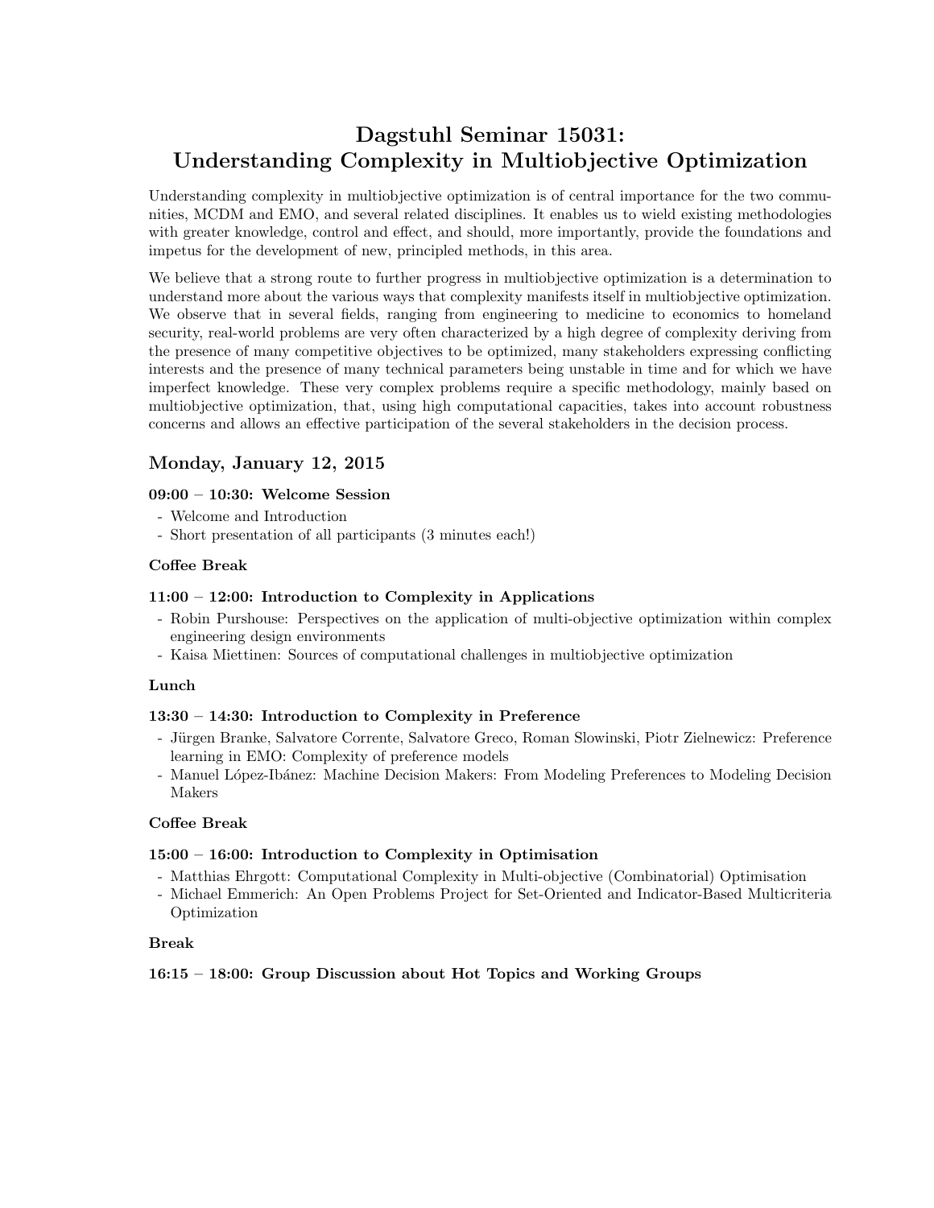# Dagstuhl Seminar 15031: Understanding Complexity in Multiobjective Optimization

Understanding complexity in multiobjective optimization is of central importance for the two communities, MCDM and EMO, and several related disciplines. It enables us to wield existing methodologies with greater knowledge, control and effect, and should, more importantly, provide the foundations and impetus for the development of new, principled methods, in this area.

We believe that a strong route to further progress in multiobjective optimization is a determination to understand more about the various ways that complexity manifests itself in multiobjective optimization. We observe that in several fields, ranging from engineering to medicine to economics to homeland security, real-world problems are very often characterized by a high degree of complexity deriving from the presence of many competitive objectives to be optimized, many stakeholders expressing conflicting interests and the presence of many technical parameters being unstable in time and for which we have imperfect knowledge. These very complex problems require a specific methodology, mainly based on multiobjective optimization, that, using high computational capacities, takes into account robustness concerns and allows an effective participation of the several stakeholders in the decision process.

## Monday, January 12, 2015

### 09:00 – 10:30: Welcome Session

- Welcome and Introduction
- Short presentation of all participants (3 minutes each!)

**Coffee Break**

### 11:00 – 12:00: Introduction to Complexity in Applications

- Robin Purshouse: Perspectives on the application of multi-objective optimization within complex engineering design environments
- Kaisa Miettinen: Sources of computational challenges in multiobjective optimization

**Lunch**

### 13:30 – 14:30: Introduction to Complexity in Preference

- Jürgen Branke, Salvatore Corrente, Salvatore Greco, Roman Slowinski, Piotr Zielnewicz: Preference learning in EMO: Complexity of preference models
- Manuel López-Ibánez: Machine Decision Makers: From Modeling Preferences to Modeling Decision Makers

**Coffee Break**

### 15:00 – 16:00: Introduction to Complexity in Optimisation

- Matthias Ehrgott: Computational Complexity in Multi-objective (Combinatorial) Optimisation
- Michael Emmerich: An Open Problems Project for Set-Oriented and Indicator-Based Multicriteria Optimization

**Break**

### 16:15 – 18:00: Group Discussion about Hot Topics and Working Groups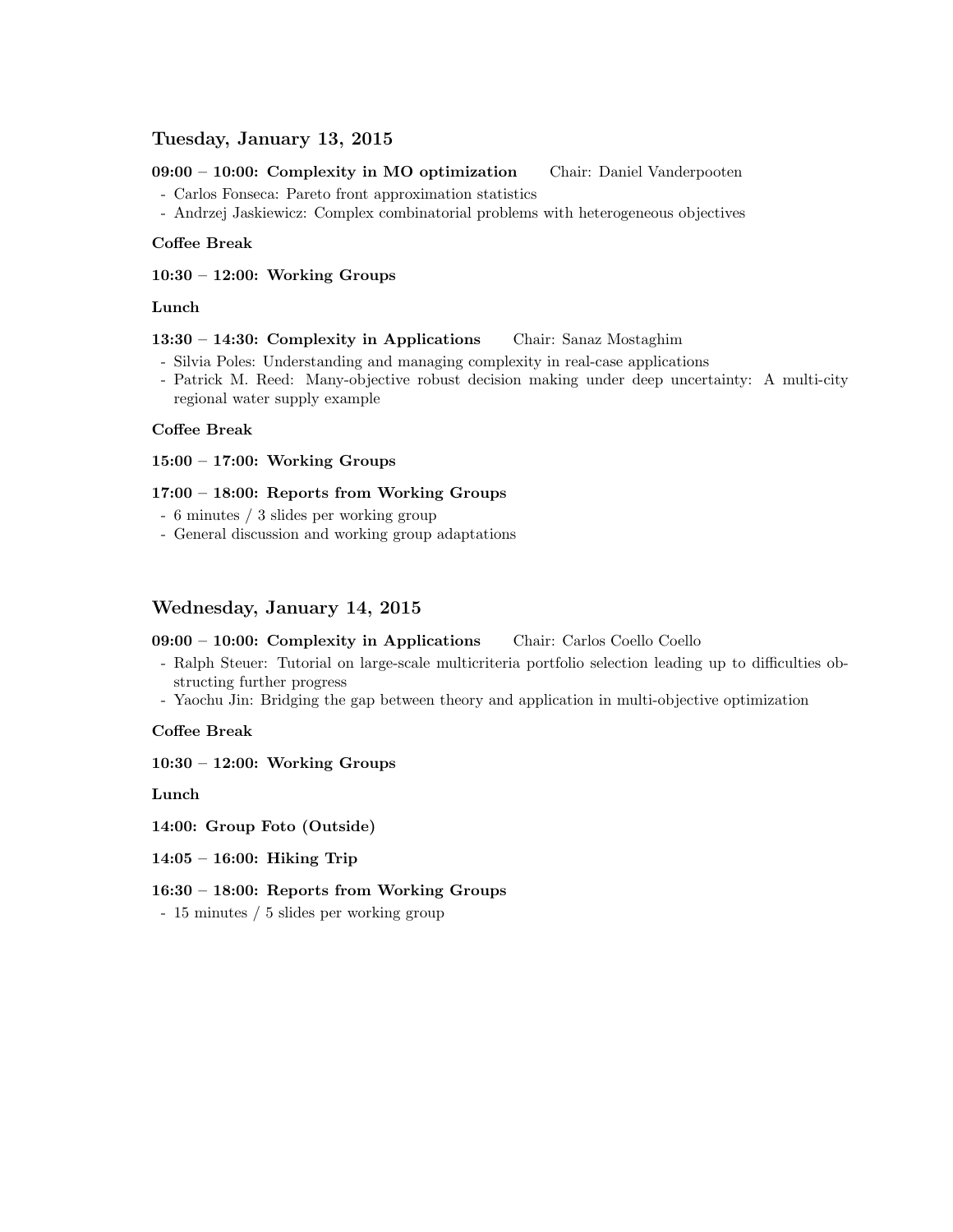## Tuesday, January 13, 2015

**09:00 – 10:00: Complexity in MO optimization** Chair: Daniel Vanderpooten

- Carlos Fonseca: Pareto front approximation statistics
- Andrzej Jaskiewicz: Complex combinatorial problems with heterogeneous objectives

**Coffee Break**

**10:30 – 12:00: Working Groups**

**Lunch**

**13:30 – 14:30: Complexity in Applications** Chair: Sanaz Mostaghim

- Silvia Poles: Understanding and managing complexity in real-case applications
- Patrick M. Reed: Many-objective robust decision making under deep uncertainty: A multi-city regional water supply example

**Coffee Break**

**15:00 – 17:00: Working Groups**

**17:00 – 18:00: Reports from Working Groups**

- 6 minutes / 3 slides per working group
- General discussion and working group adaptations

## Wednesday, January 14, 2015

**09:00 – 10:00: Complexity in Applications** Chair: Carlos Coello Coello

- Ralph Steuer: Tutorial on large-scale multicriteria portfolio selection leading up to difficulties obstructing further progress
- Yaochu Jin: Bridging the gap between theory and application in multi-objective optimization

**Coffee Break**

**10:30 – 12:00: Working Groups**

**Lunch**

**14:00: Group Foto (Outside)**

**14:05 – 16:00: Hiking Trip**

**16:30 – 18:00: Reports from Working Groups**

- 15 minutes / 5 slides per working group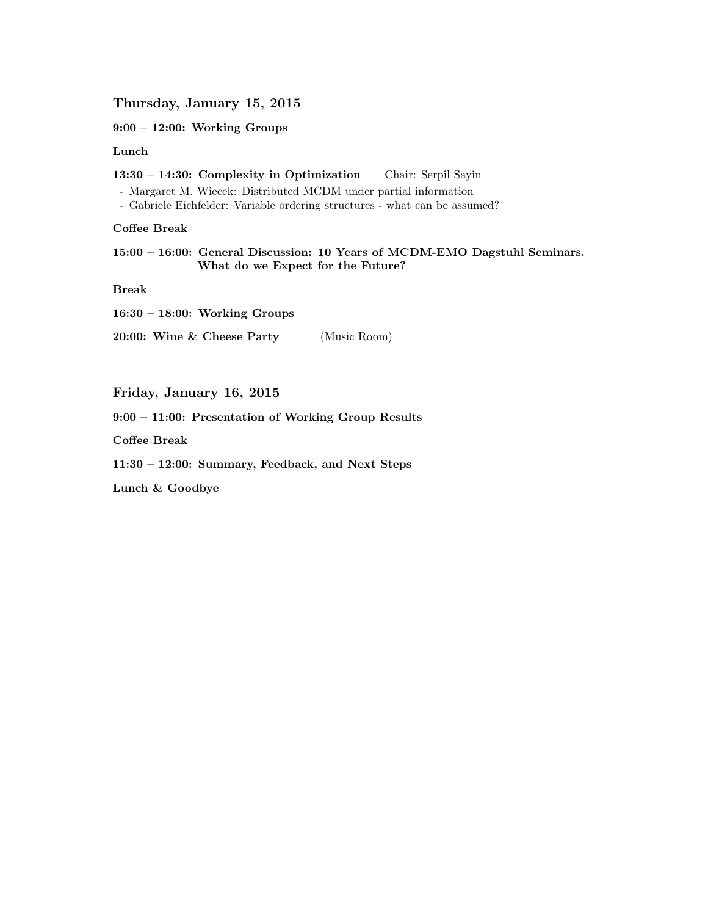## Thursday, January 15, 2015

**9:00 – 12:00: Working Groups**

**Lunch**

**13:30 – 14:30: Complexity in Optimization** Chair: Serpil Sayin

- Margaret M. Wiecek: Distributed MCDM under partial information
- Gabriele Eichfelder: Variable ordering structures - what can be assumed?

**Coffee Break**

**15:00 – 16:00: General Discussion: 10 Years of MCDM-EMO Dagstuhl Seminars. What do we Expect for the Future?**

**Break**

**16:30 – 18:00: Working Groups**

**20:00: Wine & Cheese Party** (Music Room)

## Friday, January 16, 2015

**9:00 – 11:00: Presentation of Working Group Results**

**Coffee Break**

**11:30 – 12:00: Summary, Feedback, and Next Steps**

**Lunch & Goodbye**